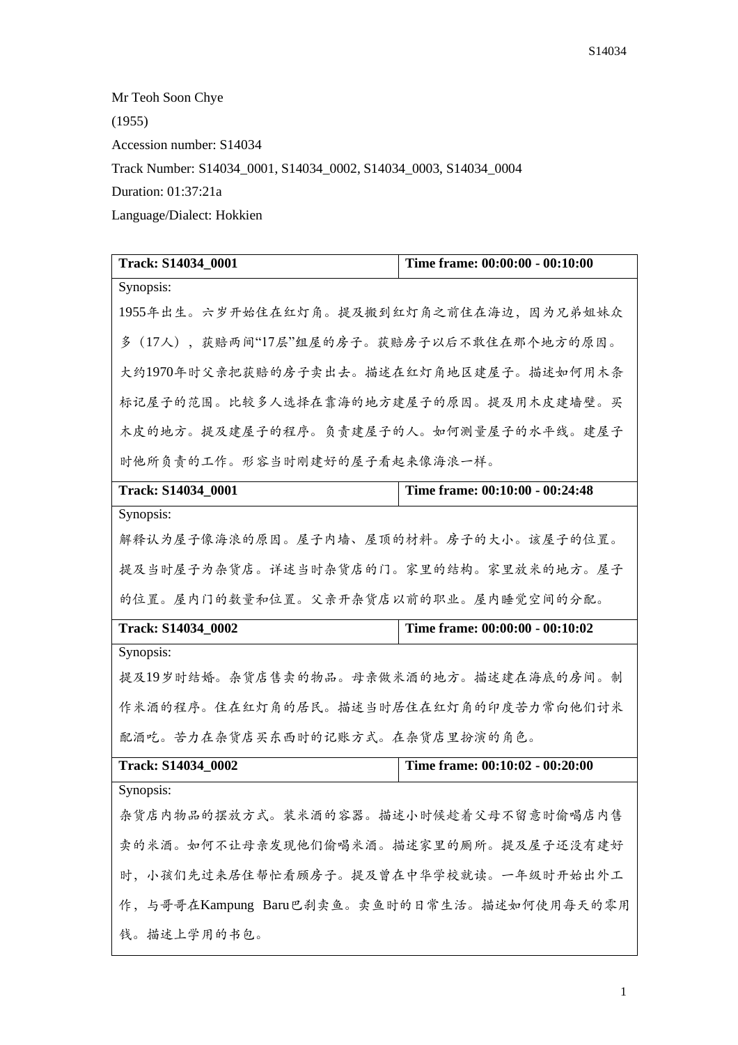Mr Teoh Soon Chye

(1955)

Accession number: S14034

Track Number: S14034_0001, S14034_0002, S14034_0003, S14034_0004

Duration: 01:37:21a

Language/Dialect: Hokkien

| **Track: S14034_0001** | **Time frame: 00:00:00 - 00:10:00** |
| --- | --- |
| Synopsis:<br>1955年出生。六岁开始住在红灯角。提及搬到红灯角之前住在海边，因为兄弟姐妹众多（17人），获赔两间"17层"组屋的房子。获赔房子以后不敢住在那个地方的原因。大约1970年时父亲把获赔的房子卖出去。描述在红灯角地区建屋子。描述如何用木条标记屋子的范围。比较多人选择在靠海的地方建屋子的原因。提及用木皮建墙壁。买木皮的地方。提及建屋子的程序。负责建屋子的人。如何测量屋子的水平线。建屋子时他所负责的工作。形容当时刚建好的屋子看起来像海浪一样。 | |
| **Track: S14034_0001** | **Time frame: 00:10:00 - 00:24:48** |
| Synopsis:<br>解释认为屋子像海浪的原因。屋子内墙、屋顶的材料。房子的大小。该屋子的位置。提及当时屋子为杂货店。详述当时杂货店的门。家里的结构。家里放米的地方。屋子的位置。屋内门的数量和位置。父亲开杂货店以前的职业。屋内睡觉空间的分配。 | |
| **Track: S14034_0002** | **Time frame: 00:00:00 - 00:10:02** |
| Synopsis:<br>提及19岁时结婚。杂货店售卖的物品。母亲做米酒的地方。描述建在海底的房间。制作米酒的程序。住在红灯角的居民。描述当时居住在红灯角的印度苦力常向他们讨米配酒吃。苦力在杂货店买东西时的记账方式。在杂货店里扮演的角色。 | |
| **Track: S14034_0002** | **Time frame: 00:10:02 - 00:20:00** |
| Synopsis:<br>杂货店内物品的摆放方式。装米酒的容器。描述小时候趁着父母不留意时偷喝店内售卖的米酒。如何不让母亲发现他们偷喝米酒。描述家里的厕所。提及屋子还没有建好时，小孩们先过来居住帮忙看顾房子。提及曾在中华学校就读。一年级时开始出外工作，与哥哥在Kampung Baru巴刹卖鱼。卖鱼时的日常生活。描述如何使用每天的零用钱。描述上学用的书包。 | |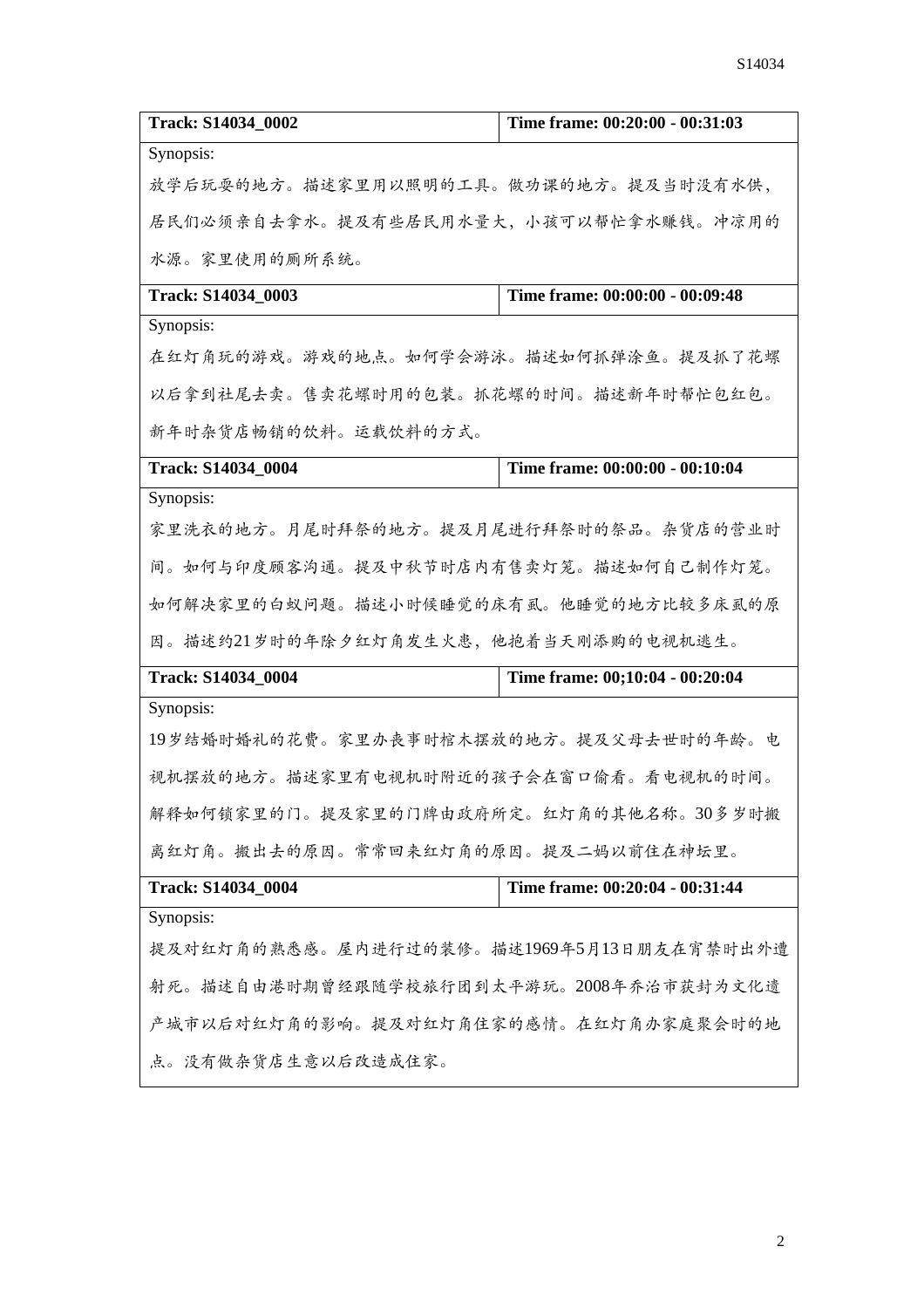| Track: S14034_0002 | Time frame: 00:20:00 - 00:31:03 |
|---|---|
| Synopsis:<br>放学后玩耍的地方。描述家里用以照明的工具。做功课的地方。提及当时没有水供，居民们必须亲自去拿水。提及有些居民用水量大，小孩可以帮忙拿水赚钱。冲凉用的水源。家里使用的厕所系统。 | |
| **Track: S14034_0003** | **Time frame: 00:00:00 - 00:09:48** |
| Synopsis:<br>在红灯角玩的游戏。游戏的地点。如何学会游泳。描述如何抓弹涂鱼。提及抓了花螺以后拿到社尾去卖。售卖花螺时用的包装。抓花螺的时间。描述新年时帮忙包红包。新年时杂货店畅销的饮料。运载饮料的方式。 | |
| **Track: S14034_0004** | **Time frame: 00:00:00 - 00:10:04** |
| Synopsis:<br>家里洗衣的地方。月尾时拜祭的地方。提及月尾进行拜祭时的祭品。杂货店的营业时间。如何与印度顾客沟通。提及中秋节时店内有售卖灯笼。描述如何自己制作灯笼。如何解决家里的白蚁问题。描述小时候睡觉的床有虱。他睡觉的地方比较多床虱的原因。描述约21岁时的年除夕红灯角发生火患，他抱着当天刚添购的电视机逃生。 | |
| **Track: S14034_0004** | **Time frame: 00;10:04 - 00:20:04** |
| Synopsis:<br>19岁结婚时婚礼的花费。家里办丧事时棺木摆放的地方。提及父母去世时的年龄。电视机摆放的地方。描述家里有电视机时附近的孩子会在窗口偷看。看电视机的时间。解释如何锁家里的门。提及家里的门牌由政府所定。红灯角的其他名称。30多岁时搬离红灯角。搬出去的原因。常常回来红灯角的原因。提及二妈以前住在神坛里。 | |
| **Track: S14034_0004** | **Time frame: 00:20:04 - 00:31:44** |
| Synopsis:<br>提及对红灯角的熟悉感。屋内进行过的装修。描述1969年5月13日朋友在宵禁时出外遭射死。描述自由港时期曾经跟随学校旅行团到太平游玩。2008年乔治市获封为文化遗产城市以后对红灯角的影响。提及对红灯角住家的感情。在红灯角办家庭聚会时的地点。没有做杂货店生意以后改造成住家。 | |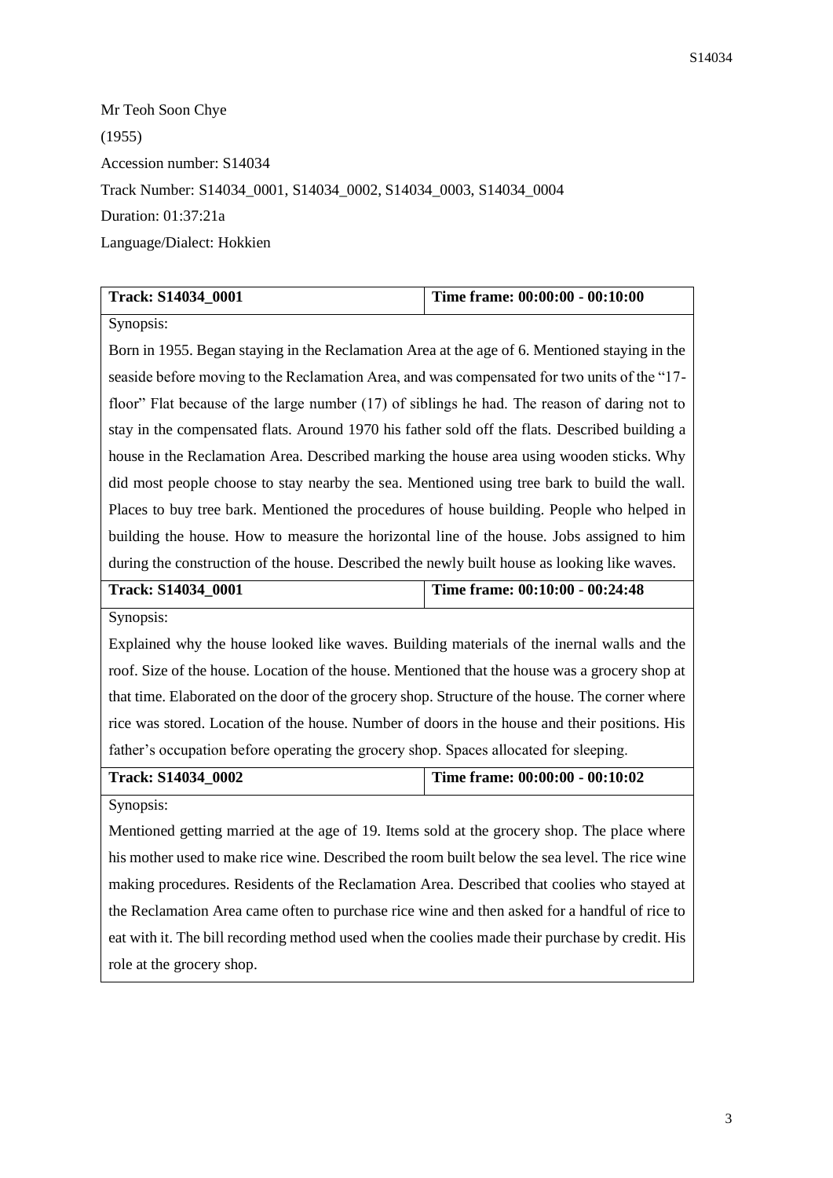Mr Teoh Soon Chye

(1955)

Accession number: S14034

Track Number: S14034_0001, S14034_0002, S14034_0003, S14034_0004

Duration: 01:37:21a

Language/Dialect: Hokkien

| **Track: S14034_0001** | **Time frame: 00:00:00 - 00:10:00** |
|---|---|
| Synopsis:<br>Born in 1955. Began staying in the Reclamation Area at the age of 6. Mentioned staying in the seaside before moving to the Reclamation Area, and was compensated for two units of the "17-floor" Flat because of the large number (17) of siblings he had. The reason of daring not to stay in the compensated flats. Around 1970 his father sold off the flats. Described building a house in the Reclamation Area. Described marking the house area using wooden sticks. Why did most people choose to stay nearby the sea. Mentioned using tree bark to build the wall. Places to buy tree bark. Mentioned the procedures of house building. People who helped in building the house. How to measure the horizontal line of the house. Jobs assigned to him during the construction of the house. Described the newly built house as looking like waves. | |
| **Track: S14034_0001** | **Time frame: 00:10:00 - 00:24:48** |
| Synopsis:<br>Explained why the house looked like waves. Building materials of the inernal walls and the roof. Size of the house. Location of the house. Mentioned that the house was a grocery shop at that time. Elaborated on the door of the grocery shop. Structure of the house. The corner where rice was stored. Location of the house. Number of doors in the house and their positions. His father's occupation before operating the grocery shop. Spaces allocated for sleeping. | |
| **Track: S14034_0002** | **Time frame: 00:00:00 - 00:10:02** |
| Synopsis:<br>Mentioned getting married at the age of 19. Items sold at the grocery shop. The place where his mother used to make rice wine. Described the room built below the sea level. The rice wine making procedures. Residents of the Reclamation Area. Described that coolies who stayed at the Reclamation Area came often to purchase rice wine and then asked for a handful of rice to eat with it. The bill recording method used when the coolies made their purchase by credit. His role at the grocery shop. | |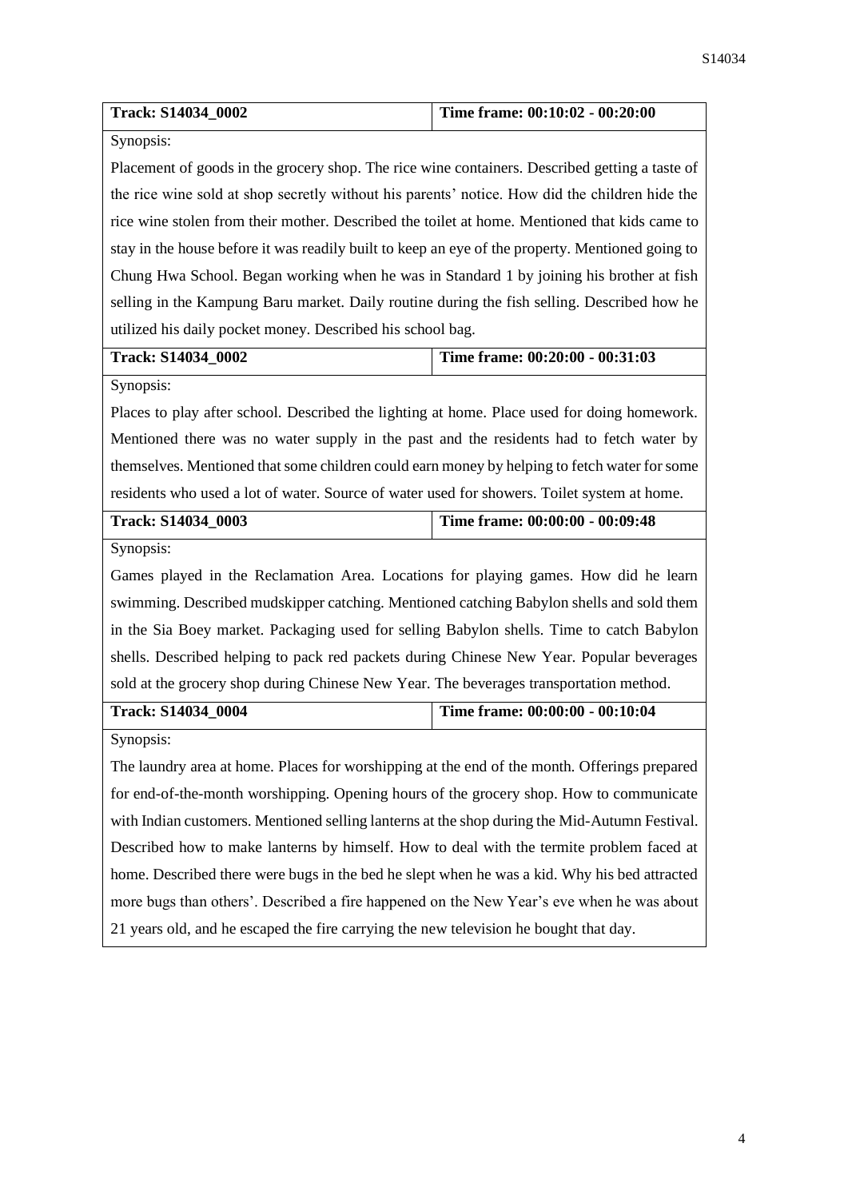| Track: S14034_0002 | Time frame: 00:10:02 - 00:20:00 |
|---|---|
| Synopsis: Placement of goods in the grocery shop. The rice wine containers. Described getting a taste of the rice wine sold at shop secretly without his parents' notice. How did the children hide the rice wine stolen from their mother. Described the toilet at home. Mentioned that kids came to stay in the house before it was readily built to keep an eye of the property. Mentioned going to Chung Hwa School. Began working when he was in Standard 1 by joining his brother at fish selling in the Kampung Baru market. Daily routine during the fish selling. Described how he utilized his daily pocket money. Described his school bag. | |
| **Track: S14034_0002** | **Time frame: 00:20:00 - 00:31:03** |
| Synopsis: Places to play after school. Described the lighting at home. Place used for doing homework. Mentioned there was no water supply in the past and the residents had to fetch water by themselves. Mentioned that some children could earn money by helping to fetch water for some residents who used a lot of water. Source of water used for showers. Toilet system at home. | |
| **Track: S14034_0003** | **Time frame: 00:00:00 - 00:09:48** |
| Synopsis: Games played in the Reclamation Area. Locations for playing games. How did he learn swimming. Described mudskipper catching. Mentioned catching Babylon shells and sold them in the Sia Boey market. Packaging used for selling Babylon shells. Time to catch Babylon shells. Described helping to pack red packets during Chinese New Year. Popular beverages sold at the grocery shop during Chinese New Year. The beverages transportation method. | |
| **Track: S14034_0004** | **Time frame: 00:00:00 - 00:10:04** |
| Synopsis: The laundry area at home. Places for worshipping at the end of the month. Offerings prepared for end-of-the-month worshipping. Opening hours of the grocery shop. How to communicate with Indian customers. Mentioned selling lanterns at the shop during the Mid-Autumn Festival. Described how to make lanterns by himself. How to deal with the termite problem faced at home. Described there were bugs in the bed he slept when he was a kid. Why his bed attracted more bugs than others'. Described a fire happened on the New Year's eve when he was about 21 years old, and he escaped the fire carrying the new television he bought that day. | |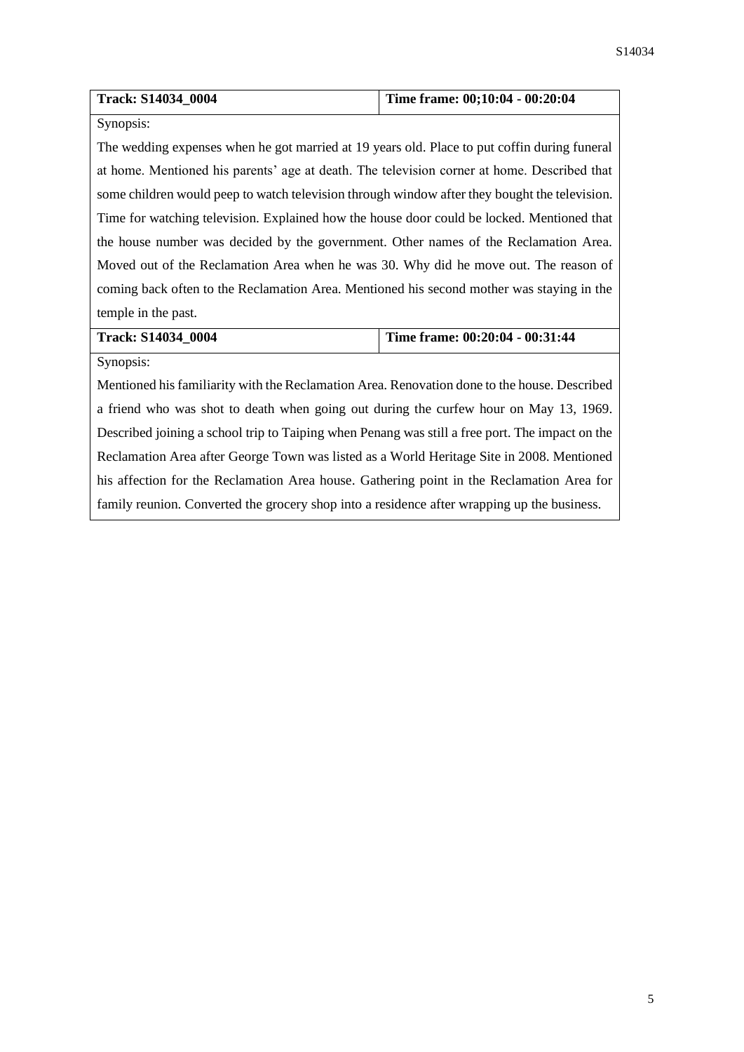| Track: S14034_0004 | Time frame: 00;10:04 - 00:20:04 |
| --- | --- |
| Synopsis: The wedding expenses when he got married at 19 years old. Place to put coffin during funeral at home. Mentioned his parents' age at death. The television corner at home. Described that some children would peep to watch television through window after they bought the television. Time for watching television. Explained how the house door could be locked. Mentioned that the house number was decided by the government. Other names of the Reclamation Area. Moved out of the Reclamation Area when he was 30. Why did he move out. The reason of coming back often to the Reclamation Area. Mentioned his second mother was staying in the temple in the past. | |

| Track: S14034_0004 | Time frame: 00:20:04 - 00:31:44 |
| --- | --- |
| Synopsis: Mentioned his familiarity with the Reclamation Area. Renovation done to the house. Described a friend who was shot to death when going out during the curfew hour on May 13, 1969. Described joining a school trip to Taiping when Penang was still a free port. The impact on the Reclamation Area after George Town was listed as a World Heritage Site in 2008. Mentioned his affection for the Reclamation Area house. Gathering point in the Reclamation Area for family reunion. Converted the grocery shop into a residence after wrapping up the business. | |